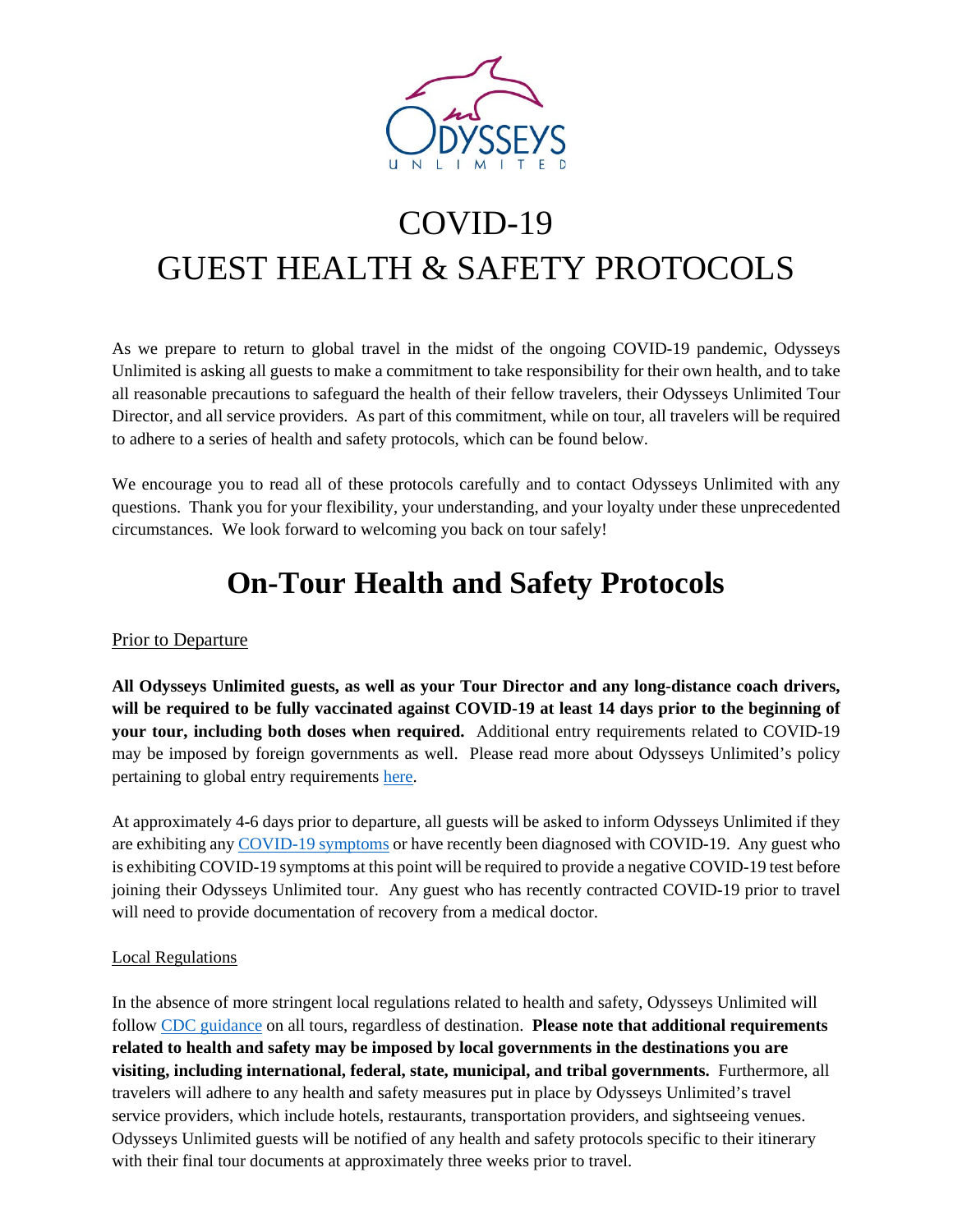# COVID-19
# GUEST HEALTH & SAFETY PROTOCOLS

As we prepare to return to global travel in the midst of the ongoing COVID-19 pandemic, Odysseys Unlimited is asking all guests to make a commitment to take responsibility for their own health, and to take all reasonable precautions to safeguard the health of their fellow travelers, their Odysseys Unlimited Tour Director, and all service providers. As part of this commitment, while on tour, all travelers will be required to adhere to a series of health and safety protocols, which can be found below.

We encourage you to read all of these protocols carefully and to contact Odysseys Unlimited with any questions. Thank you for your flexibility, your understanding, and your loyalty under these unprecedented circumstances. We look forward to welcoming you back on tour safely!

## On-Tour Health and Safety Protocols

### Prior to Departure

**All Odysseys Unlimited guests, as well as your Tour Director and any long-distance coach drivers, will be required to be fully vaccinated against COVID-19 at least 14 days prior to the beginning of your tour, including both doses when required.** Additional entry requirements related to COVID-19 may be imposed by foreign governments as well. Please read more about Odysseys Unlimited's policy pertaining to global entry requirements here.

At approximately 4-6 days prior to departure, all guests will be asked to inform Odysseys Unlimited if they are exhibiting any COVID-19 symptoms or have recently been diagnosed with COVID-19. Any guest who is exhibiting COVID-19 symptoms at this point will be required to provide a negative COVID-19 test before joining their Odysseys Unlimited tour. Any guest who has recently contracted COVID-19 prior to travel will need to provide documentation of recovery from a medical doctor.

### Local Regulations

In the absence of more stringent local regulations related to health and safety, Odysseys Unlimited will follow CDC guidance on all tours, regardless of destination. **Please note that additional requirements related to health and safety may be imposed by local governments in the destinations you are visiting, including international, federal, state, municipal, and tribal governments.** Furthermore, all travelers will adhere to any health and safety measures put in place by Odysseys Unlimited's travel service providers, which include hotels, restaurants, transportation providers, and sightseeing venues. Odysseys Unlimited guests will be notified of any health and safety protocols specific to their itinerary with their final tour documents at approximately three weeks prior to travel.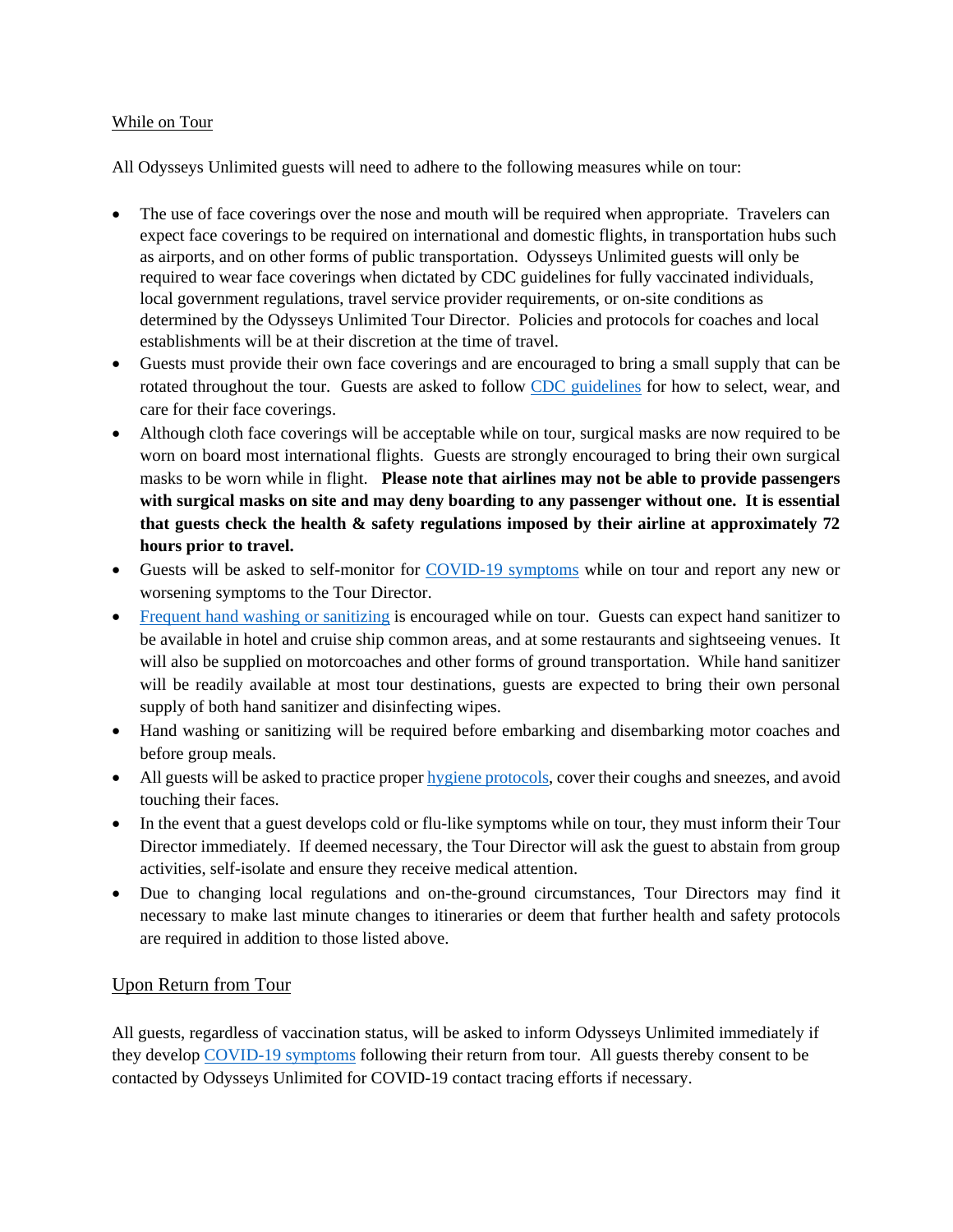## While on Tour

All Odysseys Unlimited guests will need to adhere to the following measures while on tour:

- The use of face coverings over the nose and mouth will be required when appropriate. Travelers can expect face coverings to be required on international and domestic flights, in transportation hubs such as airports, and on other forms of public transportation. Odysseys Unlimited guests will only be required to wear face coverings when dictated by CDC guidelines for fully vaccinated individuals, local government regulations, travel service provider requirements, or on-site conditions as determined by the Odysseys Unlimited Tour Director. Policies and protocols for coaches and local establishments will be at their discretion at the time of travel.
- Guests must provide their own face coverings and are encouraged to bring a small supply that can be rotated throughout the tour. Guests are asked to follow [CDC guidelines] for how to select, wear, and care for their face coverings.
- Although cloth face coverings will be acceptable while on tour, surgical masks are now required to be worn on board most international flights. Guests are strongly encouraged to bring their own surgical masks to be worn while in flight. **Please note that airlines may not be able to provide passengers with surgical masks on site and may deny boarding to any passenger without one. It is essential that guests check the health & safety regulations imposed by their airline at approximately 72 hours prior to travel.**
- Guests will be asked to self-monitor for [COVID-19 symptoms] while on tour and report any new or worsening symptoms to the Tour Director.
- [Frequent hand washing or sanitizing] is encouraged while on tour. Guests can expect hand sanitizer to be available in hotel and cruise ship common areas, and at some restaurants and sightseeing venues. It will also be supplied on motorcoaches and other forms of ground transportation. While hand sanitizer will be readily available at most tour destinations, guests are expected to bring their own personal supply of both hand sanitizer and disinfecting wipes.
- Hand washing or sanitizing will be required before embarking and disembarking motor coaches and before group meals.
- All guests will be asked to practice proper [hygiene protocols], cover their coughs and sneezes, and avoid touching their faces.
- In the event that a guest develops cold or flu-like symptoms while on tour, they must inform their Tour Director immediately. If deemed necessary, the Tour Director will ask the guest to abstain from group activities, self-isolate and ensure they receive medical attention.
- Due to changing local regulations and on-the-ground circumstances, Tour Directors may find it necessary to make last minute changes to itineraries or deem that further health and safety protocols are required in addition to those listed above.

## Upon Return from Tour

All guests, regardless of vaccination status, will be asked to inform Odysseys Unlimited immediately if they develop [COVID-19 symptoms] following their return from tour. All guests thereby consent to be contacted by Odysseys Unlimited for COVID-19 contact tracing efforts if necessary.